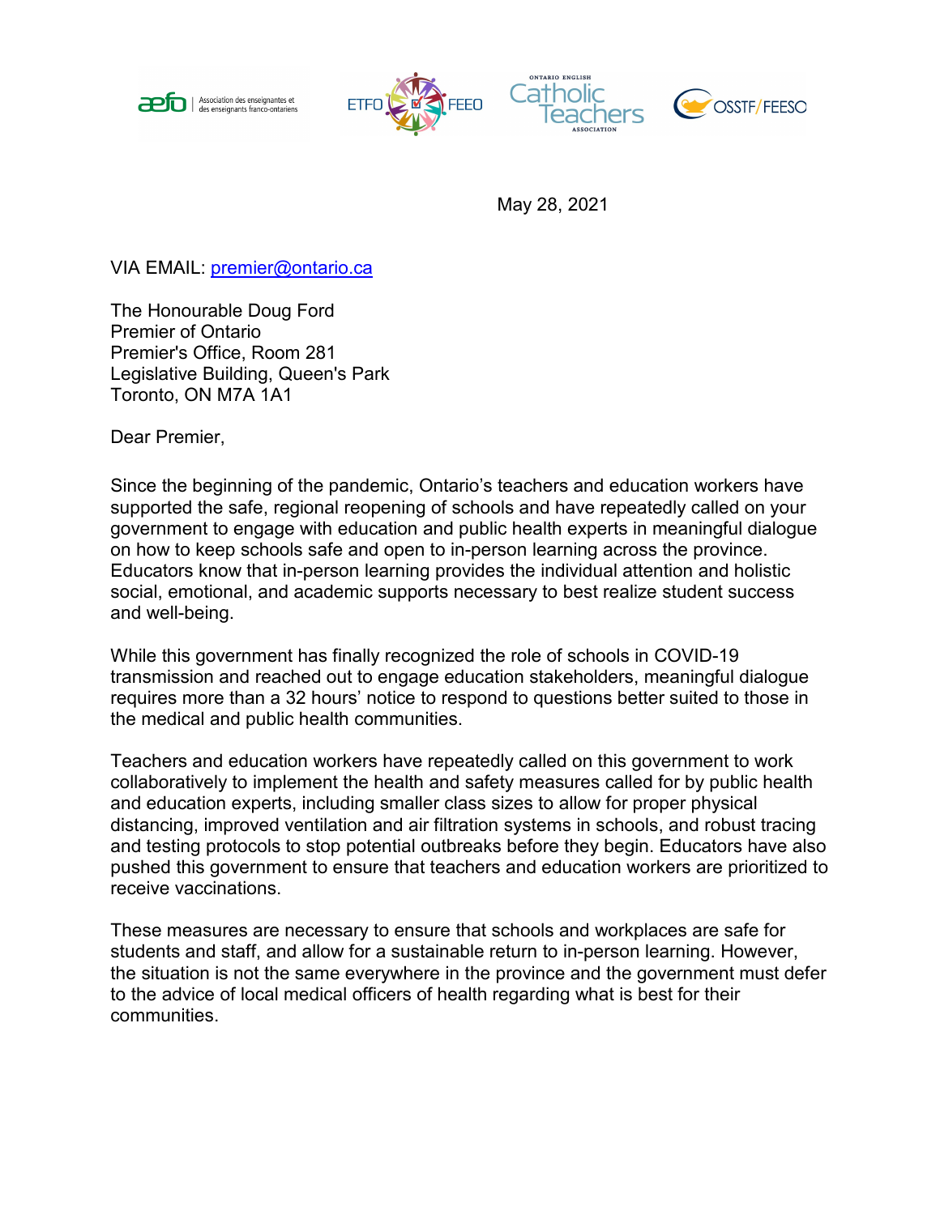aefo | Association des enseignantes et des enseignants franco-ontariens

ETFO FEEO

Ontario English Catholic Teachers Association

OSSTF/FEESO

May 28, 2021

VIA EMAIL: premier@ontario.ca

The Honourable Doug Ford
Premier of Ontario
Premier's Office, Room 281
Legislative Building, Queen's Park
Toronto, ON M7A 1A1

Dear Premier,

Since the beginning of the pandemic, Ontario's teachers and education workers have supported the safe, regional reopening of schools and have repeatedly called on your government to engage with education and public health experts in meaningful dialogue on how to keep schools safe and open to in-person learning across the province. Educators know that in-person learning provides the individual attention and holistic social, emotional, and academic supports necessary to best realize student success and well-being.

While this government has finally recognized the role of schools in COVID-19 transmission and reached out to engage education stakeholders, meaningful dialogue requires more than a 32 hours' notice to respond to questions better suited to those in the medical and public health communities.

Teachers and education workers have repeatedly called on this government to work collaboratively to implement the health and safety measures called for by public health and education experts, including smaller class sizes to allow for proper physical distancing, improved ventilation and air filtration systems in schools, and robust tracing and testing protocols to stop potential outbreaks before they begin. Educators have also pushed this government to ensure that teachers and education workers are prioritized to receive vaccinations.

These measures are necessary to ensure that schools and workplaces are safe for students and staff, and allow for a sustainable return to in-person learning. However, the situation is not the same everywhere in the province and the government must defer to the advice of local medical officers of health regarding what is best for their communities.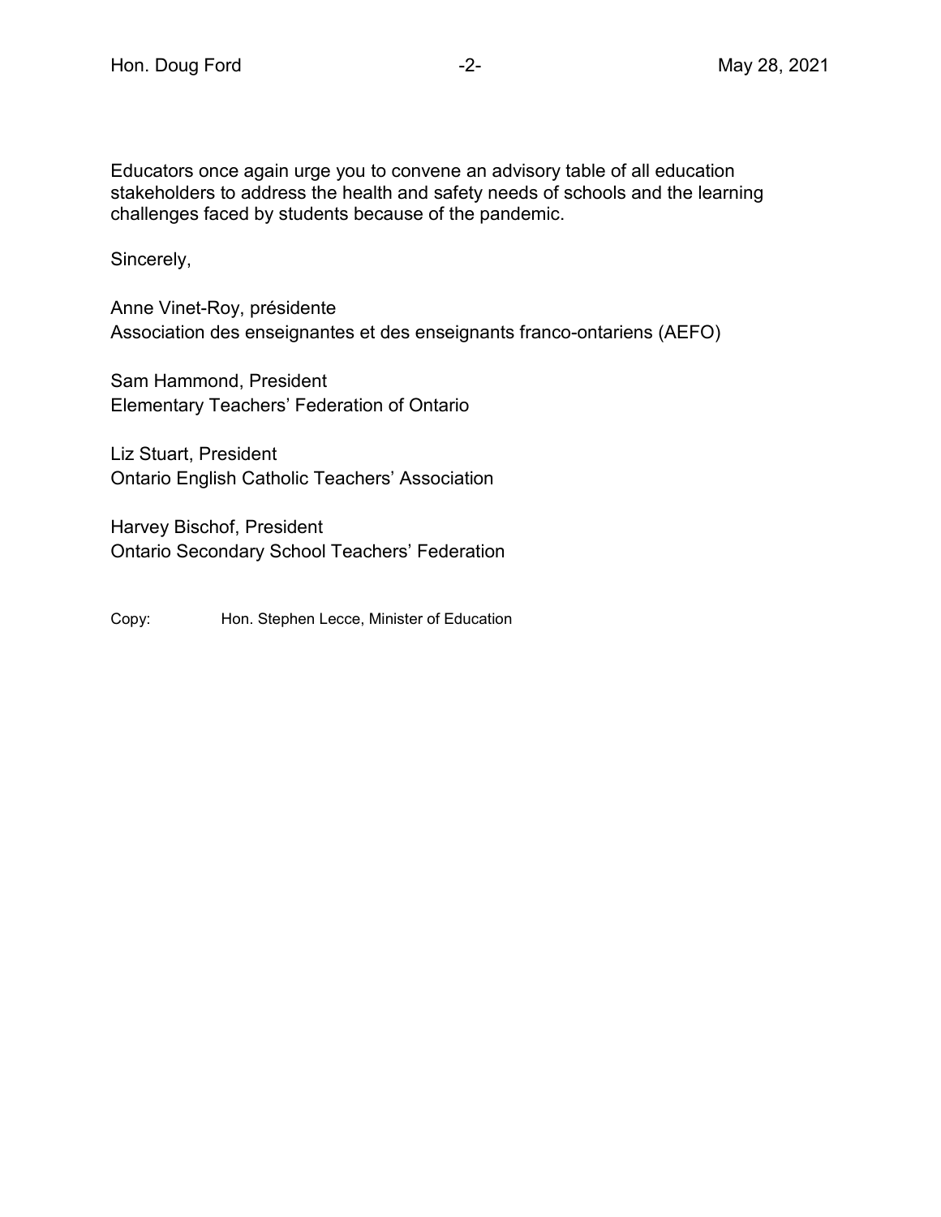Educators once again urge you to convene an advisory table of all education stakeholders to address the health and safety needs of schools and the learning challenges faced by students because of the pandemic.

Sincerely,

Anne Vinet-Roy, présidente
Association des enseignantes et des enseignants franco-ontariens (AEFO)

Sam Hammond, President
Elementary Teachers' Federation of Ontario

Liz Stuart, President
Ontario English Catholic Teachers' Association

Harvey Bischof, President
Ontario Secondary School Teachers' Federation

Copy: Hon. Stephen Lecce, Minister of Education